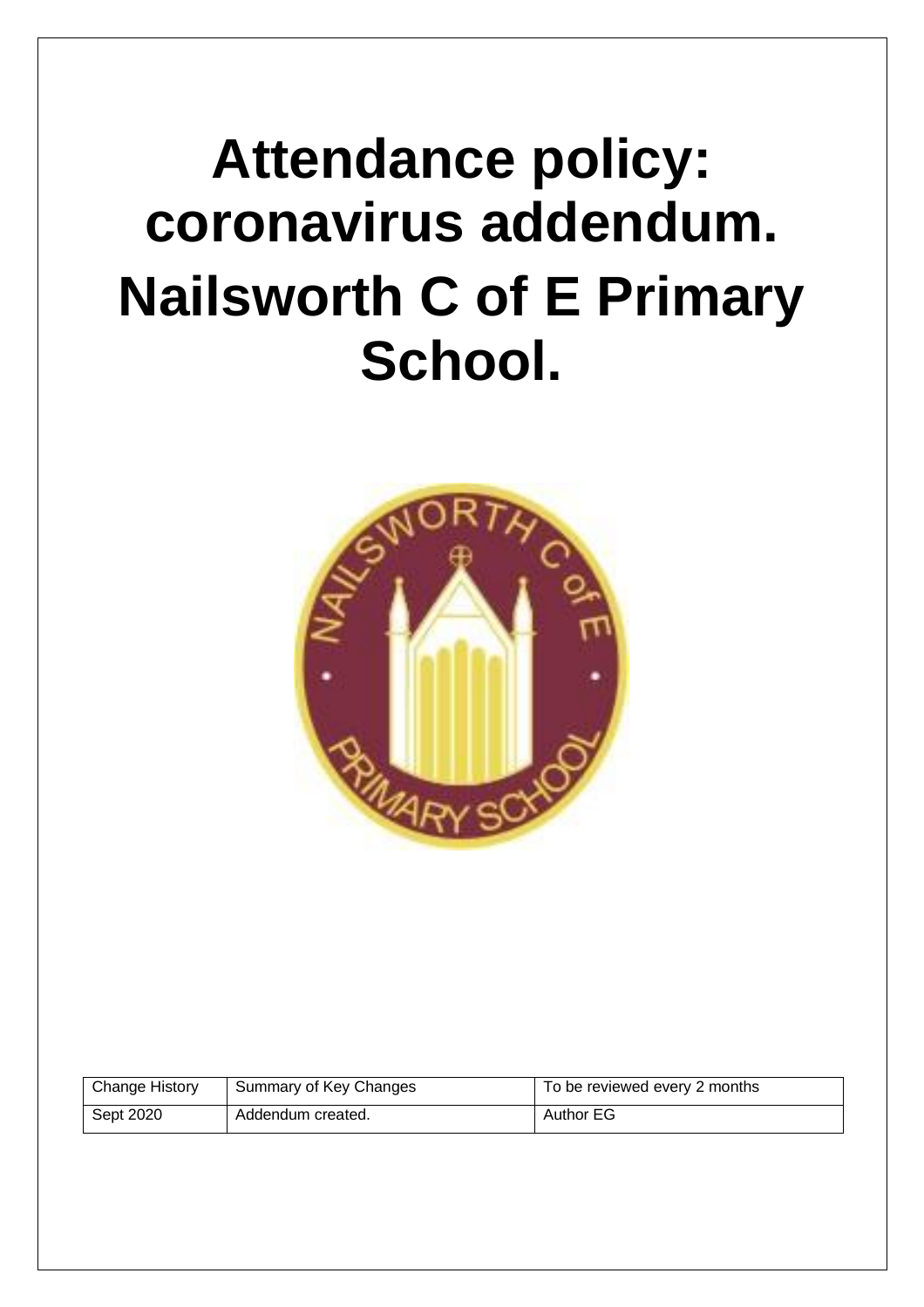# Attendance policy: coronavirus addendum. Nailsworth C of E Primary School.

| Change History | Summary of Key Changes | To be reviewed every 2 months |
|---|---|---|
| Sept 2020 | Addendum created. | Author EG |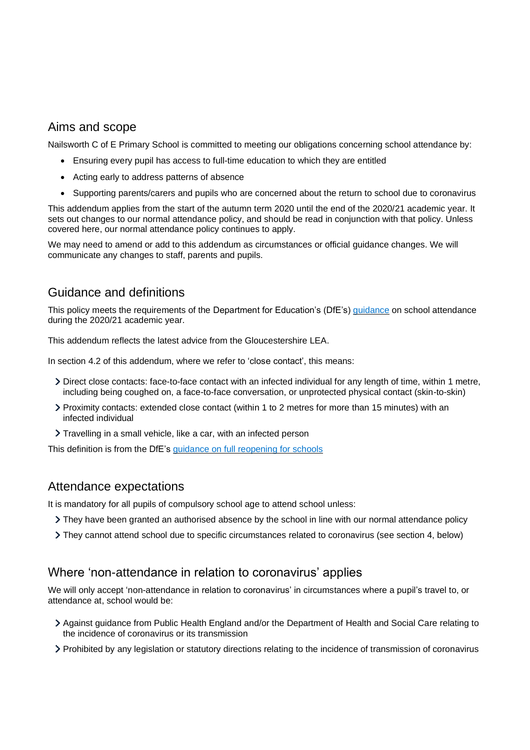## Aims and scope

Nailsworth C of E Primary School is committed to meeting our obligations concerning school attendance by:

- Ensuring every pupil has access to full-time education to which they are entitled
- Acting early to address patterns of absence
- Supporting parents/carers and pupils who are concerned about the return to school due to coronavirus

This addendum applies from the start of the autumn term 2020 until the end of the 2020/21 academic year. It sets out changes to our normal attendance policy, and should be read in conjunction with that policy. Unless covered here, our normal attendance policy continues to apply.

We may need to amend or add to this addendum as circumstances or official guidance changes. We will communicate any changes to staff, parents and pupils.

## Guidance and definitions

This policy meets the requirements of the Department for Education's (DfE's) guidance on school attendance during the 2020/21 academic year.

This addendum reflects the latest advice from the Gloucestershire LEA.

In section 4.2 of this addendum, where we refer to 'close contact', this means:

- Direct close contacts: face-to-face contact with an infected individual for any length of time, within 1 metre, including being coughed on, a face-to-face conversation, or unprotected physical contact (skin-to-skin)
- Proximity contacts: extended close contact (within 1 to 2 metres for more than 15 minutes) with an infected individual
- Travelling in a small vehicle, like a car, with an infected person

This definition is from the DfE's guidance on full reopening for schools

## Attendance expectations

It is mandatory for all pupils of compulsory school age to attend school unless:

- They have been granted an authorised absence by the school in line with our normal attendance policy
- They cannot attend school due to specific circumstances related to coronavirus (see section 4, below)

## Where 'non-attendance in relation to coronavirus' applies

We will only accept 'non-attendance in relation to coronavirus' in circumstances where a pupil's travel to, or attendance at, school would be:

- Against guidance from Public Health England and/or the Department of Health and Social Care relating to the incidence of coronavirus or its transmission
- Prohibited by any legislation or statutory directions relating to the incidence of transmission of coronavirus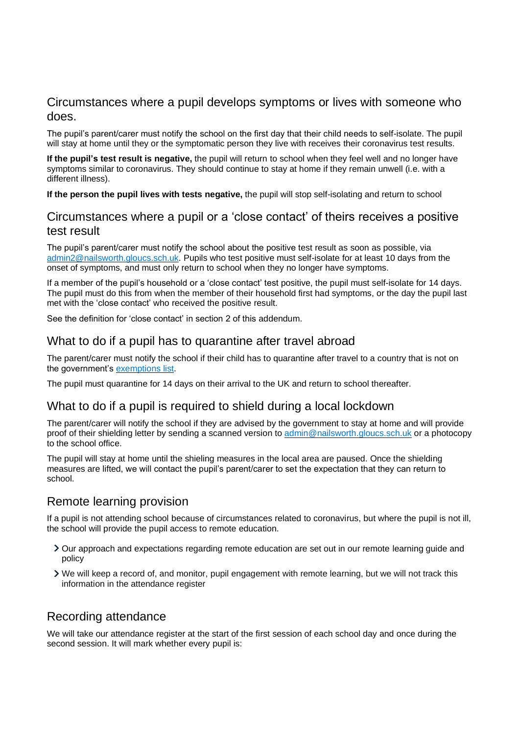## Circumstances where a pupil develops symptoms or lives with someone who does.

The pupil's parent/carer must notify the school on the first day that their child needs to self-isolate. The pupil will stay at home until they or the symptomatic person they live with receives their coronavirus test results.

**If the pupil's test result is negative,** the pupil will return to school when they feel well and no longer have symptoms similar to coronavirus. They should continue to stay at home if they remain unwell (i.e. with a different illness).

**If the person the pupil lives with tests negative,** the pupil will stop self-isolating and return to school

## Circumstances where a pupil or a 'close contact' of theirs receives a positive test result

The pupil's parent/carer must notify the school about the positive test result as soon as possible, via admin2@nailsworth.gloucs.sch.uk. Pupils who test positive must self-isolate for at least 10 days from the onset of symptoms, and must only return to school when they no longer have symptoms.

If a member of the pupil's household or a 'close contact' test positive, the pupil must self-isolate for 14 days. The pupil must do this from when the member of their household first had symptoms, or the day the pupil last met with the 'close contact' who received the positive result.

See the definition for 'close contact' in section 2 of this addendum.

## What to do if a pupil has to quarantine after travel abroad

The parent/carer must notify the school if their child has to quarantine after travel to a country that is not on the government's exemptions list.

The pupil must quarantine for 14 days on their arrival to the UK and return to school thereafter.

## What to do if a pupil is required to shield during a local lockdown

The parent/carer will notify the school if they are advised by the government to stay at home and will provide proof of their shielding letter by sending a scanned version to admin@nailsworth.gloucs.sch.uk or a photocopy to the school office.

The pupil will stay at home until the shieling measures in the local area are paused. Once the shielding measures are lifted, we will contact the pupil's parent/carer to set the expectation that they can return to school.

## Remote learning provision

If a pupil is not attending school because of circumstances related to coronavirus, but where the pupil is not ill, the school will provide the pupil access to remote education.

- Our approach and expectations regarding remote education are set out in our remote learning guide and policy
- We will keep a record of, and monitor, pupil engagement with remote learning, but we will not track this information in the attendance register

## Recording attendance

We will take our attendance register at the start of the first session of each school day and once during the second session. It will mark whether every pupil is: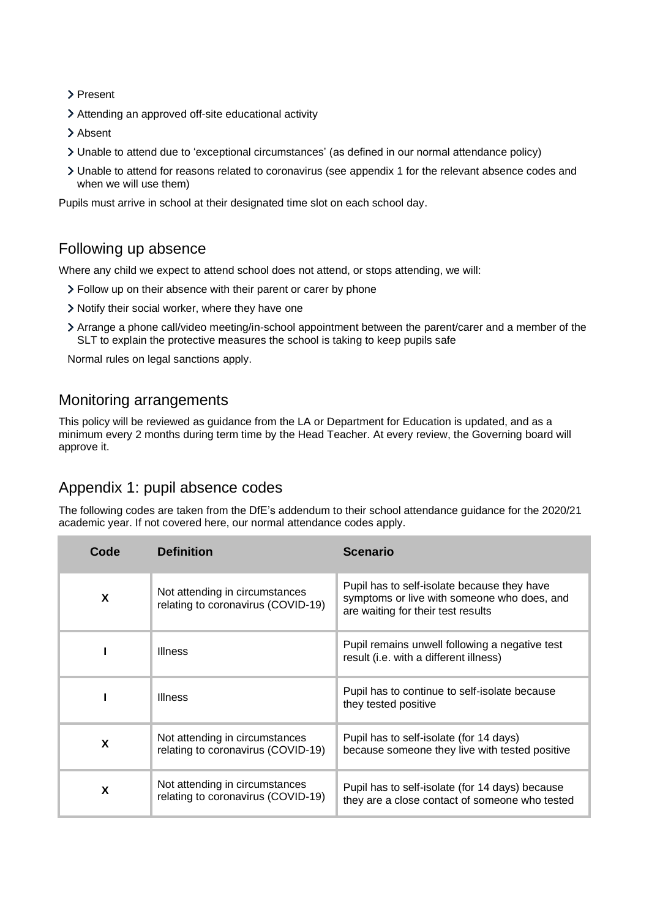- Present
- Attending an approved off-site educational activity
- Absent
- Unable to attend due to 'exceptional circumstances' (as defined in our normal attendance policy)
- Unable to attend for reasons related to coronavirus (see appendix 1 for the relevant absence codes and when we will use them)

Pupils must arrive in school at their designated time slot on each school day.

## Following up absence

Where any child we expect to attend school does not attend, or stops attending, we will:

- Follow up on their absence with their parent or carer by phone
- Notify their social worker, where they have one
- Arrange a phone call/video meeting/in-school appointment between the parent/carer and a member of the SLT to explain the protective measures the school is taking to keep pupils safe

Normal rules on legal sanctions apply.

## Monitoring arrangements

This policy will be reviewed as guidance from the LA or Department for Education is updated, and as a minimum every 2 months during term time by the Head Teacher. At every review, the Governing board will approve it.

## Appendix 1: pupil absence codes

The following codes are taken from the DfE's addendum to their school attendance guidance for the 2020/21 academic year. If not covered here, our normal attendance codes apply.

| Code | Definition | Scenario |
|---|---|---|
| **X** | Not attending in circumstances relating to coronavirus (COVID-19) | Pupil has to self-isolate because they have symptoms or live with someone who does, and are waiting for their test results |
| **I** | Illness | Pupil remains unwell following a negative test result (i.e. with a different illness) |
| **I** | Illness | Pupil has to continue to self-isolate because they tested positive |
| **X** | Not attending in circumstances relating to coronavirus (COVID-19) | Pupil has to self-isolate (for 14 days) because someone they live with tested positive |
| **X** | Not attending in circumstances relating to coronavirus (COVID-19) | Pupil has to self-isolate (for 14 days) because they are a close contact of someone who tested |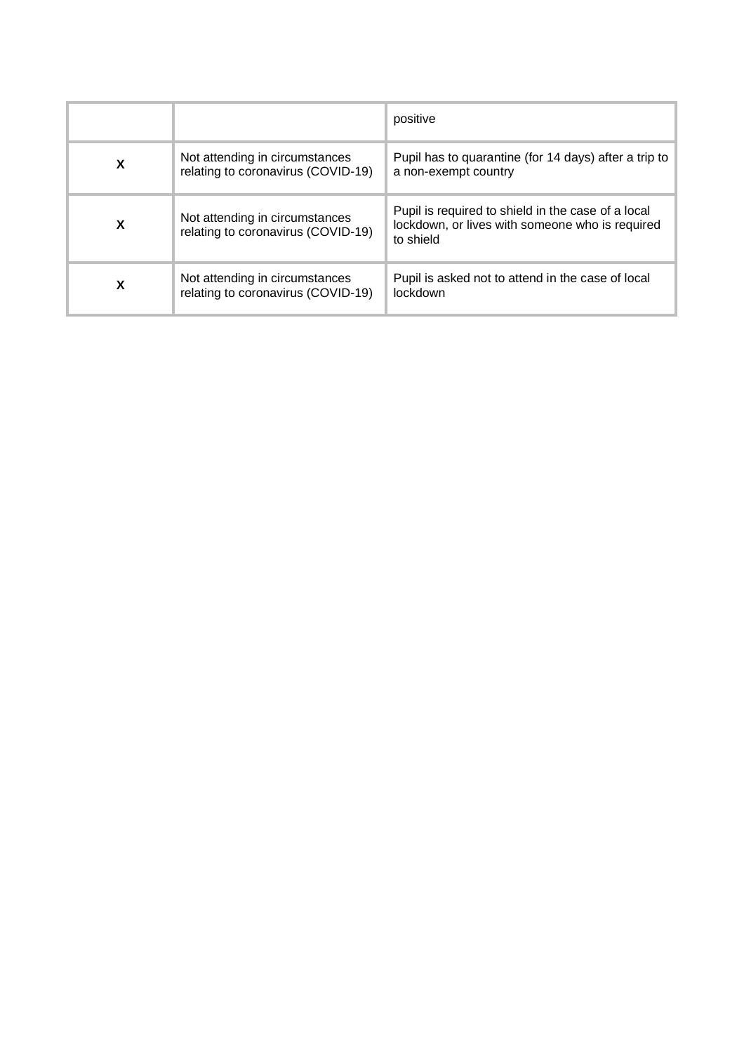| | | |
|---|---|---|
| | | positive |
| X | Not attending in circumstances relating to coronavirus (COVID-19) | Pupil has to quarantine (for 14 days) after a trip to a non-exempt country |
| X | Not attending in circumstances relating to coronavirus (COVID-19) | Pupil is required to shield in the case of a local lockdown, or lives with someone who is required to shield |
| X | Not attending in circumstances relating to coronavirus (COVID-19) | Pupil is asked not to attend in the case of local lockdown |